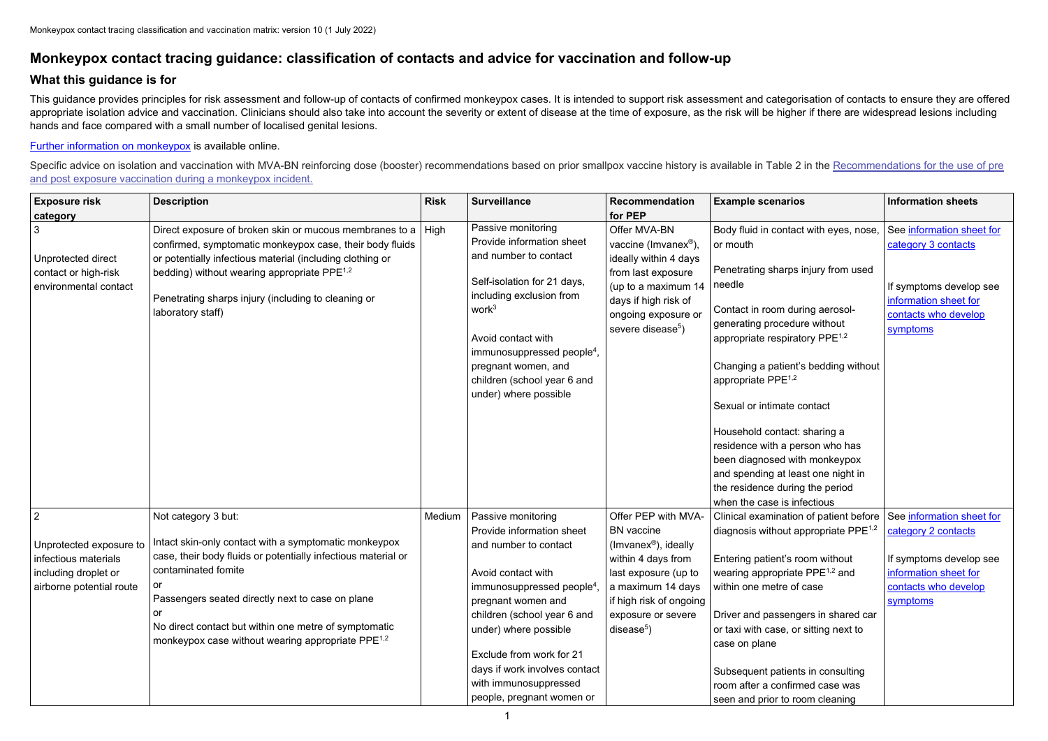# Monkeypox contact tracing guidance: classification of contacts and advice for vaccination and follow-up

## What this guidance is for

This guidance provides principles for risk assessment and follow-up of contacts of confirmed monkeypox cases. It is intended to support risk assessment and categorisation of contacts to ensure they are offered appropriate isolation advice and vaccination. Clinicians should also take into account the severity or extent of disease at the time of exposure, as the risk will be higher if there are widespread lesions including hands and face compared with a small number of localised genital lesions.

Further information on monkeypox is available online.

Specific advice on isolation and vaccination with MVA-BN reinforcing dose (booster) recommendations based on prior smallpox vaccine history is available in Table 2 in the Recommendations for the use of pre and post exposure vaccination during a monkeypox incident.

| Exposure risk category | Description | Risk | Surveillance | Recommendation for PEP | Example scenarios | Information sheets |
|---|---|---|---|---|---|---|
| 3<br><br>Unprotected direct contact or high-risk environmental contact | Direct exposure of broken skin or mucous membranes to a confirmed, symptomatic monkeypox case, their body fluids or potentially infectious material (including clothing or bedding) without wearing appropriate PPE[1,2]<br><br>Penetrating sharps injury (including to cleaning or laboratory staff) | High | Passive monitoring<br>Provide information sheet and number to contact<br><br>Self-isolation for 21 days, including exclusion from work[3]<br><br>Avoid contact with immunosuppressed people[4], pregnant women, and children (school year 6 and under) where possible | Offer MVA-BN vaccine (Imvanex®), ideally within 4 days from last exposure (up to a maximum 14 days if high risk of ongoing exposure or severe disease[5]) | Body fluid in contact with eyes, nose, or mouth<br><br>Penetrating sharps injury from used needle<br><br>Contact in room during aerosol-generating procedure without appropriate respiratory PPE[1,2]<br><br>Changing a patient's bedding without appropriate PPE[1,2]<br><br>Sexual or intimate contact<br><br>Household contact: sharing a residence with a person who has been diagnosed with monkeypox and spending at least one night in the residence during the period when the case is infectious | See information sheet for category 3 contacts<br><br>If symptoms develop see information sheet for contacts who develop symptoms |
| 2<br><br>Unprotected exposure to infectious materials including droplet or airborne potential route | Not category 3 but:<br><br>Intact skin-only contact with a symptomatic monkeypox case, their body fluids or potentially infectious material or contaminated fomite<br>or<br>Passengers seated directly next to case on plane<br>or<br>No direct contact but within one metre of symptomatic monkeypox case without wearing appropriate PPE[1,2] | Medium | Passive monitoring<br>Provide information sheet and number to contact<br><br>Avoid contact with immunosuppressed people[4], pregnant women and children (school year 6 and under) where possible<br><br>Exclude from work for 21 days if work involves contact with immunosuppressed people, pregnant women or | Offer PEP with MVA-BN vaccine (Imvanex®), ideally within 4 days from last exposure (up to a maximum 14 days if high risk of ongoing exposure or severe disease[5]) | Clinical examination of patient before diagnosis without appropriate PPE[1,2]<br><br>Entering patient's room without wearing appropriate PPE[1,2] and within one metre of case<br><br>Driver and passengers in shared car or taxi with case, or sitting next to case on plane<br><br>Subsequent patients in consulting room after a confirmed case was seen and prior to room cleaning | See information sheet for category 2 contacts<br><br>If symptoms develop see information sheet for contacts who develop symptoms |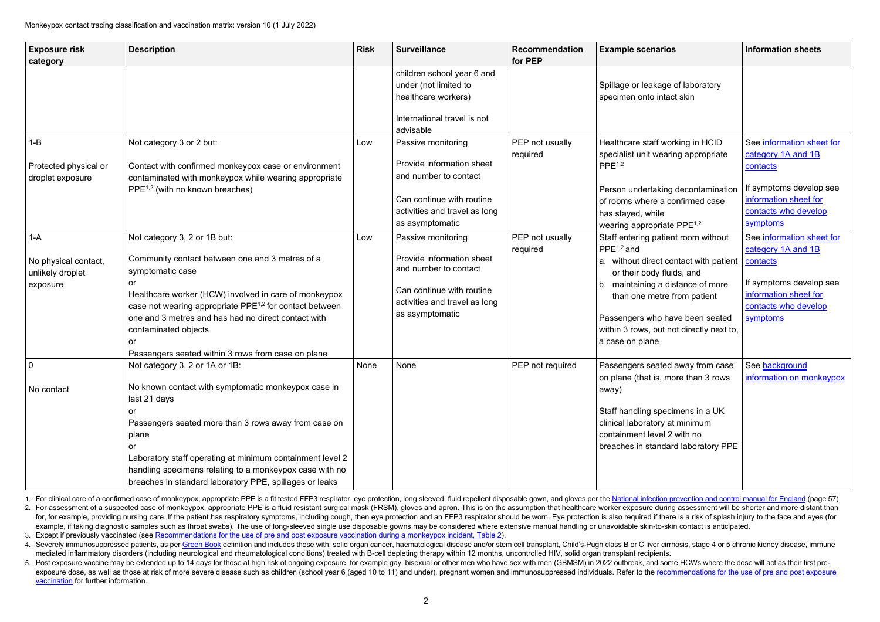| Exposure risk category | Description | Risk | Surveillance | Recommendation for PEP | Example scenarios | Information sheets |
|---|---|---|---|---|---|---|
| | | | children school year 6 and under (not limited to healthcare workers)<br><br>International travel is not advisable | | Spillage or leakage of laboratory specimen onto intact skin | |
| 1-B<br><br>Protected physical or droplet exposure | Not category 3 or 2 but:<br><br>Contact with confirmed monkeypox case or environment contaminated with monkeypox while wearing appropriate PPE[1,2] (with no known breaches) | Low | Passive monitoring<br><br>Provide information sheet and number to contact<br><br>Can continue with routine activities and travel as long as asymptomatic | PEP not usually required | Healthcare staff working in HCID specialist unit wearing appropriate PPE[1,2]<br><br>Person undertaking decontamination of rooms where a confirmed case has stayed, while wearing appropriate PPE[1,2] | See information sheet for category 1A and 1B contacts<br><br>If symptoms develop see information sheet for contacts who develop symptoms |
| 1-A<br><br>No physical contact, unlikely droplet exposure | Not category 3, 2 or 1B but:<br><br>Community contact between one and 3 metres of a symptomatic case<br>or<br>Healthcare worker (HCW) involved in care of monkeypox case not wearing appropriate PPE[1,2] for contact between one and 3 metres and has had no direct contact with contaminated objects<br>or<br>Passengers seated within 3 rows from case on plane | Low | Passive monitoring<br><br>Provide information sheet and number to contact<br><br>Can continue with routine activities and travel as long as asymptomatic | PEP not usually required | Staff entering patient room without PPE[1,2] and<br>a. without direct contact with patient or their body fluids, and<br>b. maintaining a distance of more than one metre from patient<br><br>Passengers who have been seated within 3 rows, but not directly next to, a case on plane | See information sheet for category 1A and 1B contacts<br><br>If symptoms develop see information sheet for contacts who develop symptoms |
| 0<br><br>No contact | Not category 3, 2 or 1A or 1B:<br><br>No known contact with symptomatic monkeypox case in last 21 days<br>or<br>Passengers seated more than 3 rows away from case on plane<br>or<br>Laboratory staff operating at minimum containment level 2 handling specimens relating to a monkeypox case with no breaches in standard laboratory PPE, spillages or leaks | None | None | PEP not required | Passengers seated away from case on plane (that is, more than 3 rows away)<br><br>Staff handling specimens in a UK clinical laboratory at minimum containment level 2 with no breaches in standard laboratory PPE | See background information on monkeypox |

1. For clinical care of a confirmed case of monkeypox, appropriate PPE is a fit tested FFP3 respirator, eye protection, long sleeved, fluid repellent disposable gown, and gloves per the National infection prevention and control manual for England (page 57).
2. For assessment of a suspected case of monkeypox, appropriate PPE is a fluid resistant surgical mask (FRSM), gloves and apron. This is on the assumption that healthcare worker exposure during assessment will be shorter and more distant than for, for example, providing nursing care. If the patient has respiratory symptoms, including cough, then eye protection and an FFP3 respirator should be worn. Eye protection is also required if there is a risk of splash injury to the face and eyes (for example, if taking diagnostic samples such as throat swabs). The use of long-sleeved single use disposable gowns may be considered where extensive manual handling or unavoidable skin-to-skin contact is anticipated.
3. Except if previously vaccinated (see Recommendations for the use of pre and post exposure vaccination during a monkeypox incident, Table 2).
4. Severely immunosuppressed patients, as per Green Book definition and includes those with: solid organ cancer, haematological disease and/or stem cell transplant, Child's-Pugh class B or C liver cirrhosis, stage 4 or 5 chronic kidney disease, immune mediated inflammatory disorders (including neurological and rheumatological conditions) treated with B-cell depleting therapy within 12 months, uncontrolled HIV, solid organ transplant recipients.
5. Post exposure vaccine may be extended up to 14 days for those at high risk of ongoing exposure, for example gay, bisexual or other men who have sex with men (GBMSM) in 2022 outbreak, and some HCWs where the dose will act as their first pre-exposure dose, as well as those at risk of more severe disease such as children (school year 6 (aged 10 to 11) and under), pregnant women and immunosuppressed individuals. Refer to the recommendations for the use of pre and post exposure vaccination for further information.